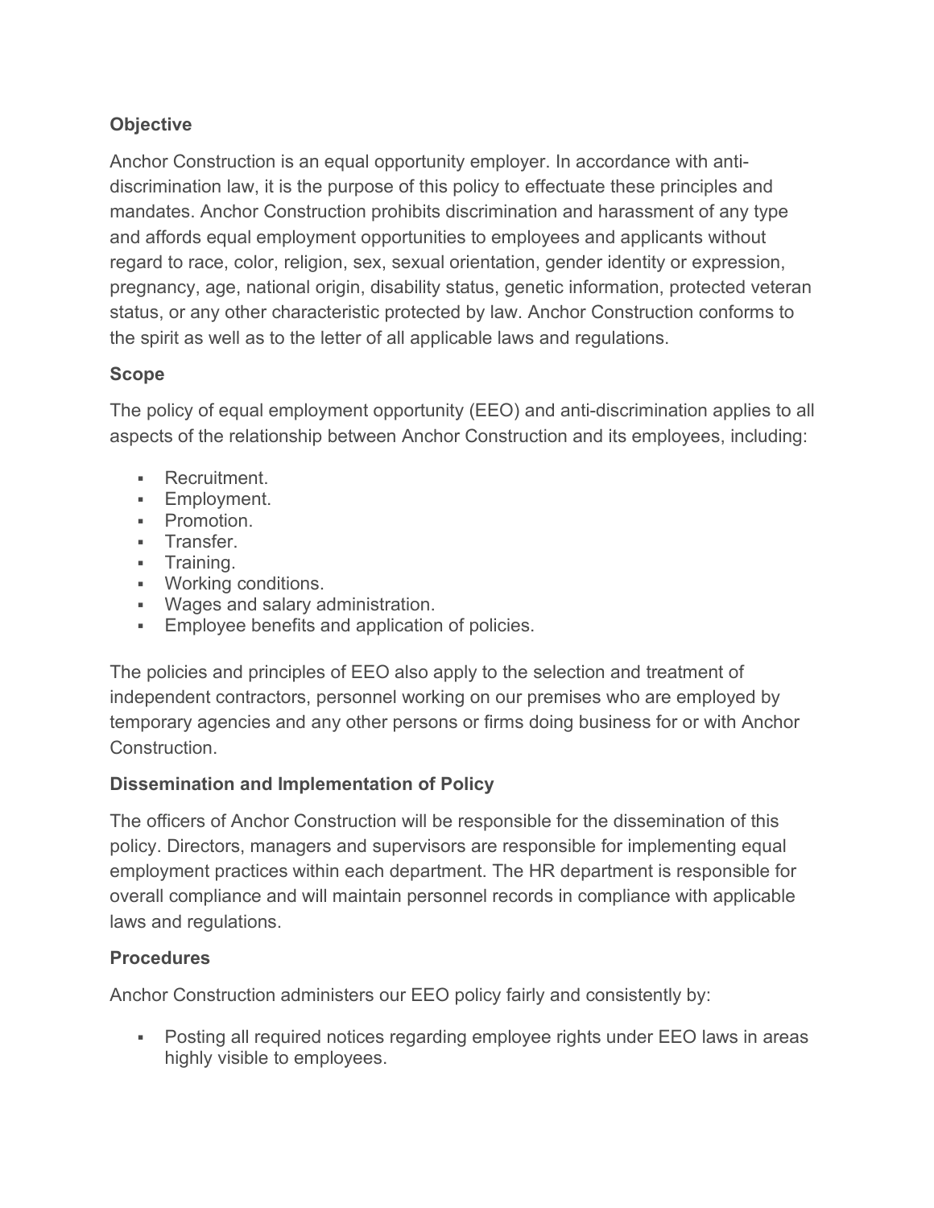**Objective**

Anchor Construction is an equal opportunity employer. In accordance with anti-discrimination law, it is the purpose of this policy to effectuate these principles and mandates. Anchor Construction prohibits discrimination and harassment of any type and affords equal employment opportunities to employees and applicants without regard to race, color, religion, sex, sexual orientation, gender identity or expression, pregnancy, age, national origin, disability status, genetic information, protected veteran status, or any other characteristic protected by law. Anchor Construction conforms to the spirit as well as to the letter of all applicable laws and regulations.

**Scope**

The policy of equal employment opportunity (EEO) and anti-discrimination applies to all aspects of the relationship between Anchor Construction and its employees, including:

- Recruitment.
- Employment.
- Promotion.
- Transfer.
- Training.
- Working conditions.
- Wages and salary administration.
- Employee benefits and application of policies.

The policies and principles of EEO also apply to the selection and treatment of independent contractors, personnel working on our premises who are employed by temporary agencies and any other persons or firms doing business for or with Anchor Construction.

**Dissemination and Implementation of Policy**

The officers of Anchor Construction will be responsible for the dissemination of this policy. Directors, managers and supervisors are responsible for implementing equal employment practices within each department. The HR department is responsible for overall compliance and will maintain personnel records in compliance with applicable laws and regulations.

**Procedures**

Anchor Construction administers our EEO policy fairly and consistently by:

- Posting all required notices regarding employee rights under EEO laws in areas highly visible to employees.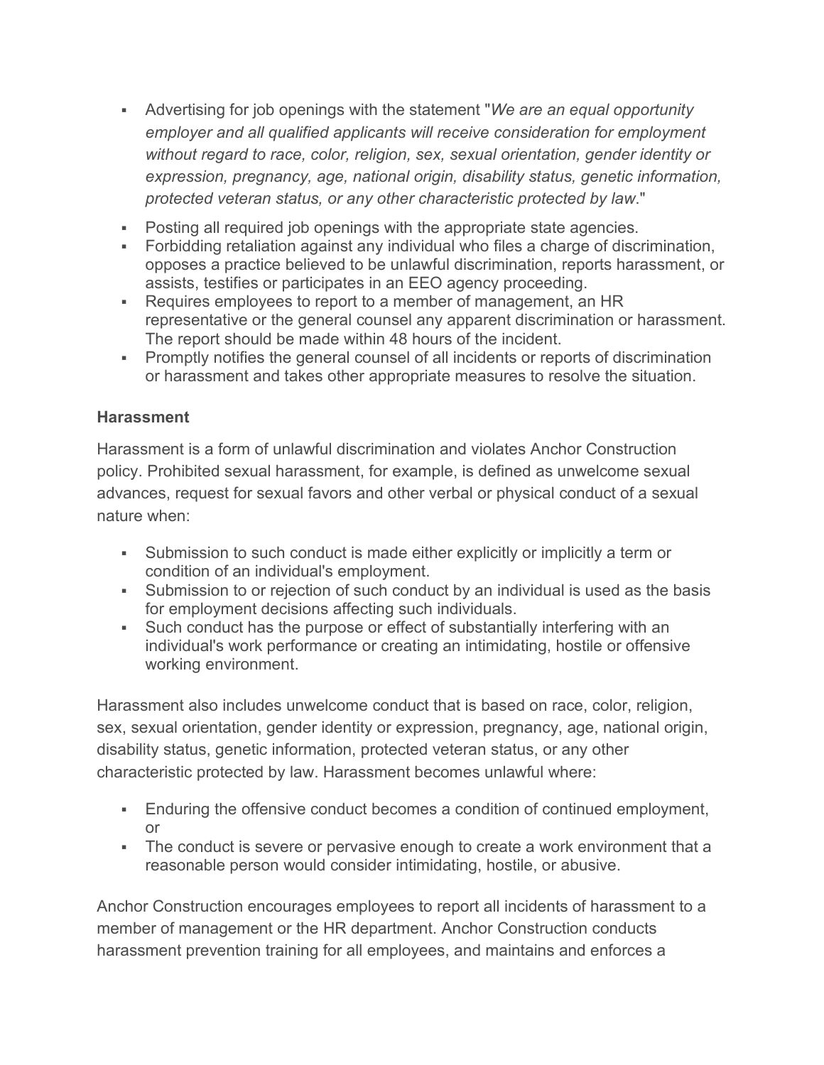- Advertising for job openings with the statement "*We are an equal opportunity employer and all qualified applicants will receive consideration for employment without regard to race, color, religion, sex, sexual orientation, gender identity or expression, pregnancy, age, national origin, disability status, genetic information, protected veteran status, or any other characteristic protected by law*."
- Posting all required job openings with the appropriate state agencies.
- Forbidding retaliation against any individual who files a charge of discrimination, opposes a practice believed to be unlawful discrimination, reports harassment, or assists, testifies or participates in an EEO agency proceeding.
- Requires employees to report to a member of management, an HR representative or the general counsel any apparent discrimination or harassment. The report should be made within 48 hours of the incident.
- Promptly notifies the general counsel of all incidents or reports of discrimination or harassment and takes other appropriate measures to resolve the situation.

**Harassment**

Harassment is a form of unlawful discrimination and violates Anchor Construction policy. Prohibited sexual harassment, for example, is defined as unwelcome sexual advances, request for sexual favors and other verbal or physical conduct of a sexual nature when:

- Submission to such conduct is made either explicitly or implicitly a term or condition of an individual's employment.
- Submission to or rejection of such conduct by an individual is used as the basis for employment decisions affecting such individuals.
- Such conduct has the purpose or effect of substantially interfering with an individual's work performance or creating an intimidating, hostile or offensive working environment.

Harassment also includes unwelcome conduct that is based on race, color, religion, sex, sexual orientation, gender identity or expression, pregnancy, age, national origin, disability status, genetic information, protected veteran status, or any other characteristic protected by law. Harassment becomes unlawful where:

- Enduring the offensive conduct becomes a condition of continued employment, or
- The conduct is severe or pervasive enough to create a work environment that a reasonable person would consider intimidating, hostile, or abusive.

Anchor Construction encourages employees to report all incidents of harassment to a member of management or the HR department. Anchor Construction conducts harassment prevention training for all employees, and maintains and enforces a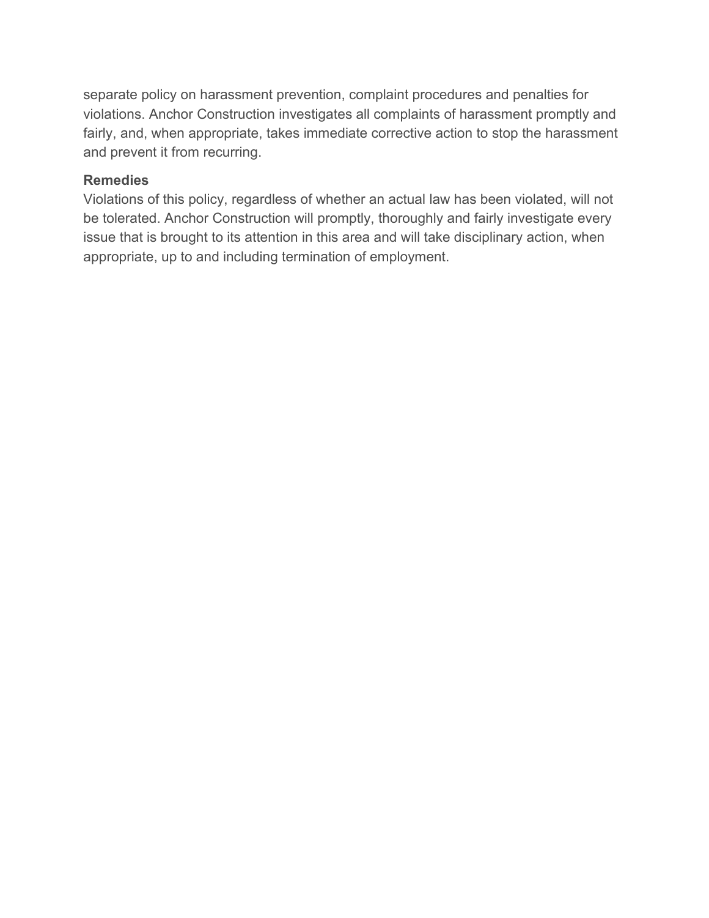separate policy on harassment prevention, complaint procedures and penalties for violations. Anchor Construction investigates all complaints of harassment promptly and fairly, and, when appropriate, takes immediate corrective action to stop the harassment and prevent it from recurring.

**Remedies**

Violations of this policy, regardless of whether an actual law has been violated, will not be tolerated. Anchor Construction will promptly, thoroughly and fairly investigate every issue that is brought to its attention in this area and will take disciplinary action, when appropriate, up to and including termination of employment.